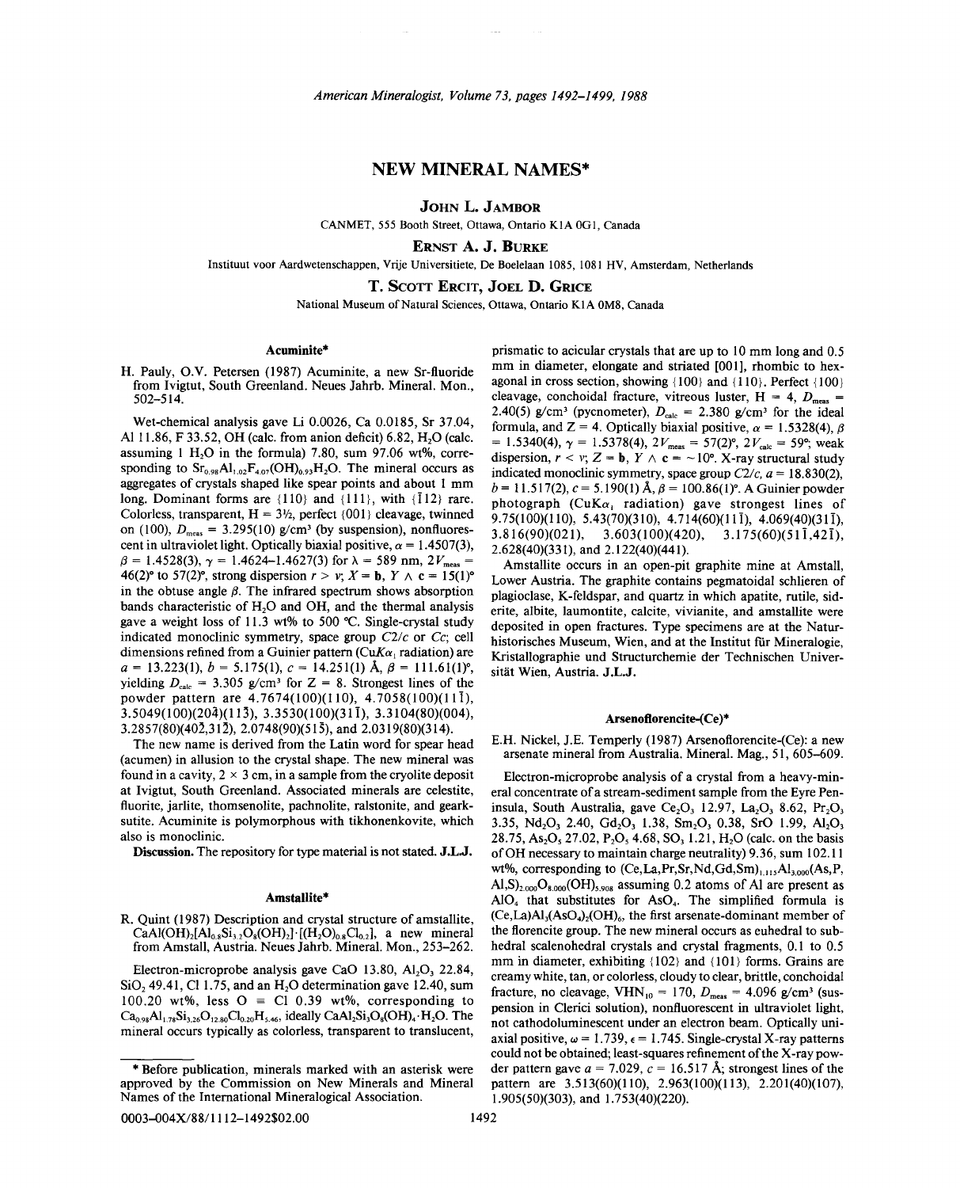# NEW MINERAL NAMES*

**JOHN L. JAMBOR**

CANMET, 555 Booth Street, Ottawa, Ontario K1A 0G1, Canada

**ERNST A. J. BURKE**

Instituut voor Aardwetenschappen, Vrije Universitiete, De Boelelaan 1085, 1081 HV, Amsterdam, Netherlands

**T. SCOTT ERCIT, JOEL D. GRICE**

National Museum of Natural Sciences, Ottawa, Ontario K1A 0M8, Canada

### Acuminite*

H. Pauly, O.V. Petersen (1987) Acuminite, a new Sr-fluoride from Ivigtut, South Greenland. Neues Jahrb. Mineral. Mon., 502–514.

Wet-chemical analysis gave Li 0.0026, Ca 0.0185, Sr 37.04, Al 11.86, F 33.52, OH (calc. from anion deficit) 6.82, $H_2O$ (calc. assuming 1 $H_2O$ in the formula) 7.80, sum 97.06 wt%, corresponding to $Sr_{0.98}Al_{1.02}F_{4.07}(OH)_{0.93}H_2O$. The mineral occurs as aggregates of crystals shaped like spear points and about 1 mm long. Dominant forms are {110} and {111}, with {$\bar{1}$12} rare. Colorless, transparent, H = 3½, perfect {001} cleavage, twinned on (100), $D_{meas}$ = 3.295(10) g/cm³ (by suspension), nonfluorescent in ultraviolet light. Optically biaxial positive, $\alpha$ = 1.4507(3), $\beta$ = 1.4528(3), $\gamma$ = 1.4624–1.4627(3) for $\lambda$ = 589 nm, $2V_{meas}$ = 46(2)° to 57(2)°, strong dispersion $r > v$; $X$ = **b**, $Y \wedge$ **c** = 15(1)° in the obtuse angle $\beta$. The infrared spectrum shows absorption bands characteristic of $H_2O$ and OH, and the thermal analysis gave a weight loss of 11.3 wt% to 500 °C. Single-crystal study indicated monoclinic symmetry, space group $C2/c$ or $Cc$; cell dimensions refined from a Guinier pattern (Cu$K\alpha_1$ radiation) are $a$ = 13.223(1), $b$ = 5.175(1), $c$ = 14.251(1) Å, $\beta$ = 111.61(1)°, yielding $D_{calc}$ = 3.305 g/cm³ for Z = 8. Strongest lines of the powder pattern are 4.7674(100)(110), 4.7058(100)(11$\bar{1}$), 3.5049(100)(20$\bar{4}$)(11$\bar{3}$), 3.3530(100)(31$\bar{1}$), 3.3104(80)(004), 3.2857(80)(40$\bar{2}$,31$\bar{2}$), 2.0748(90)(51$\bar{3}$), and 2.0319(80)(314).

The new name is derived from the Latin word for spear head (acumen) in allusion to the crystal shape. The new mineral was found in a cavity, 2 × 3 cm, in a sample from the cryolite deposit at Ivigtut, South Greenland. Associated minerals are celestite, fluorite, jarlite, thomsenolite, pachnolite, ralstonite, and gearksutite. Acuminite is polymorphous with tikhonenkovite, which also is monoclinic.

**Discussion.** The repository for type material is not stated. **J.L.J.**

### Amstallite*

R. Quint (1987) Description and crystal structure of amstallite, $CaAl(OH)_2[Al_{0.8}Si_{3.2}O_8(OH)_2]\cdot[(H_2O)_{0.8}Cl_{0.2}]$, a new mineral from Amstall, Austria. Neues Jahrb. Mineral. Mon., 253–262.

Electron-microprobe analysis gave CaO 13.80, $Al_2O_3$ 22.84, $SiO_2$ 49.41, Cl 1.75, and an $H_2O$ determination gave 12.40, sum 100.20 wt%, less O ≡ Cl 0.39 wt%, corresponding to $Ca_{0.98}Al_{1.78}Si_{3.26}O_{12.80}Cl_{0.20}H_{5.46}$, ideally $CaAl_2Si_3O_8(OH)_4\cdot H_2O$. The mineral occurs typically as colorless, transparent to translucent, prismatic to acicular crystals that are up to 10 mm long and 0.5 mm in diameter, elongate and striated [001], rhombic to hexagonal in cross section, showing {100} and {110}. Perfect {100} cleavage, conchoidal fracture, vitreous luster, H = 4, $D_{meas}$ = 2.40(5) g/cm³ (pycnometer), $D_{calc}$ = 2.380 g/cm³ for the ideal formula, and Z = 4. Optically biaxial positive, $\alpha$ = 1.5328(4), $\beta$ = 1.5340(4), $\gamma$ = 1.5378(4), $2V_{meas}$ = 57(2)°, $2V_{calc}$ = 59°; weak dispersion, $r < v$; $Z$ = **b**, $Y \wedge$ **c** = ~10°. X-ray structural study indicated monoclinic symmetry, space group $C2/c$, $a$ = 18.830(2), $b$ = 11.517(2), $c$ = 5.190(1) Å, $\beta$ = 100.86(1)°. A Guinier powder photograph (Cu$K\alpha_1$ radiation) gave strongest lines of 9.75(100)(110), 5.43(70)(310), 4.714(60)(11$\bar{1}$), 4.069(40)(31$\bar{1}$), 3.816(90)(021), 3.603(100)(420), 3.175(60)(51$\bar{1}$,42$\bar{1}$), 2.628(40)(331), and 2.122(40)(441).

Amstallite occurs in an open-pit graphite mine at Amstall, Lower Austria. The graphite contains pegmatoidal schlieren of plagioclase, K-feldspar, and quartz in which apatite, rutile, siderite, albite, laumontite, calcite, vivianite, and amstallite were deposited in open fractures. Type specimens are at the Naturhistorisches Museum, Wien, and at the Institut für Mineralogie, Kristallographie und Structurchemie der Technischen Universität Wien, Austria. **J.L.J.**

### Arsenoflorencite-(Ce)*

E.H. Nickel, J.E. Temperly (1987) Arsenoflorencite-(Ce): a new arsenate mineral from Australia. Mineral. Mag., 51, 605–609.

Electron-microprobe analysis of a crystal from a heavy-mineral concentrate of a stream-sediment sample from the Eyre Peninsula, South Australia, gave $Ce_2O_3$ 12.97, $La_2O_3$ 8.62, $Pr_2O_3$ 3.35, $Nd_2O_3$ 2.40, $Gd_2O_3$ 1.38, $Sm_2O_3$ 0.38, SrO 1.99, $Al_2O_3$ 28.75, $As_2O_5$ 27.02, $P_2O_5$ 4.68, $SO_3$ 1.21, $H_2O$ (calc. on the basis of OH necessary to maintain charge neutrality) 9.36, sum 102.11 wt%, corresponding to $(Ce,La,Pr,Sr,Nd,Gd,Sm)_{1.115}Al_{3.000}(As,P,Al,S)_{2.000}O_{8.000}(OH)_{5.908}$ assuming 0.2 atoms of Al are present as $AlO_4$ that substitutes for $AsO_4$. The simplified formula is $(Ce,La)Al_3(AsO_4)_2(OH)_6$, the first arsenate-dominant member of the florencite group. The new mineral occurs as euhedral to subhedral scalenohedral crystals and crystal fragments, 0.1 to 0.5 mm in diameter, exhibiting {102} and {101} forms. Grains are creamy white, tan, or colorless, cloudy to clear, brittle, conchoidal fracture, no cleavage, $VHN_{10}$ = 170, $D_{meas}$ = 4.096 g/cm³ (suspension in Clerici solution), nonfluorescent in ultraviolet light, not cathodoluminescent under an electron beam. Optically uniaxial positive, $\omega$ = 1.739, $\epsilon$ = 1.745. Single-crystal X-ray patterns could not be obtained; least-squares refinement of the X-ray powder pattern gave $a$ = 7.029, $c$ = 16.517 Å; strongest lines of the pattern are 3.513(60)(110), 2.963(100)(113), 2.201(40)(107), 1.905(50)(303), and 1.753(40)(220).

* Before publication, minerals marked with an asterisk were approved by the Commission on New Minerals and Mineral Names of the International Mineralogical Association.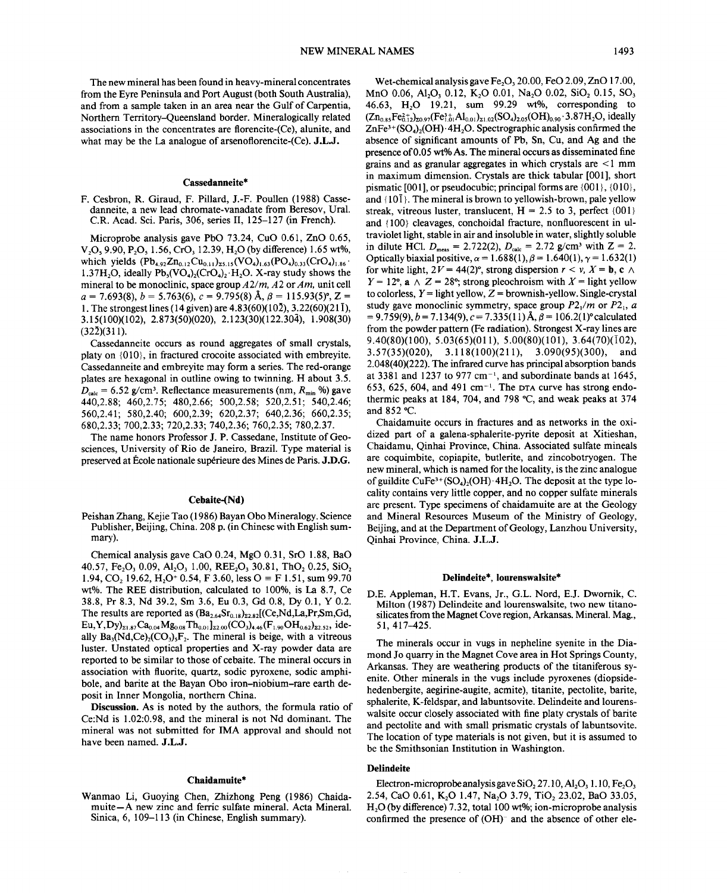The new mineral has been found in heavy-mineral concentrates from the Eyre Peninsula and Port August (both South Australia), and from a sample taken in an area near the Gulf of Carpentia, Northern Territory–Queensland border. Mineralogically related associations in the concentrates are florencite-(Ce), alunite, and what may be the La analogue of arsenoflorencite-(Ce). **J.L.J.**

### Cassedanneite*

F. Cesbron, R. Giraud, F. Pillard, J.-F. Poullen (1988) Cassedanneite, a new lead chromate-vanadate from Beresov, Ural. C.R. Acad. Sci. Paris, 306, series II, 125–127 (in French).

Microprobe analysis gave PbO 73.24, CuO 0.61, ZnO 0.65, $V_2O_5$ 9.90, $P_2O_5$ 1.56, $CrO_3$ 12.39, $H_2O$ (by difference) 1.65 wt%, which yields $(Pb_{4.92}Zn_{0.12}Cu_{0.11})_{\Sigma 5.15}(VO_4)_{1.63}(PO_4)_{0.33}(CrO_4)_{1.86}\cdot 1.37H_2O$, ideally $Pb_5(VO_4)_2(CrO_4)_2\cdot H_2O$. X-ray study shows the mineral to be monoclinic, space group $A2/m$, $A2$ or $Am$, unit cell $a$ = 7.693(8), $b$ = 5.763(6), $c$ = 9.795(8) Å, $\beta$ = 115.93(5)°, Z = 1. The strongest lines (14 given) are 4.83(60)(10$\bar{2}$), 3.22(60)(21$\bar{1}$), 3.15(100)(102), 2.873(50)(020), 2.123(30)(122.30$\bar{4}$), 1.908(30)(32$\bar{2}$)(311).

Cassedanneite occurs as round aggregates of small crystals, platy on {010}, in fractured crocoite associated with embreyite. Cassedanneite and embreyite may form a series. The red-orange plates are hexagonal in outline owing to twinning. H about 3.5. $D_{calc}$ = 6.52 g/cm³. Reflectance measurements (nm, $R_{min}$ %) gave 440,2.88; 460,2.75; 480,2.66; 500,2.58; 520,2.51; 540,2.46; 560,2.41; 580,2.40; 600,2.39; 620,2.37; 640,2.36; 660,2.35; 680,2.33; 700,2.33; 720,2.33; 740,2.36; 760,2.35; 780,2.37.

The name honors Professor J. P. Cassedane, Institute of Geosciences, University of Rio de Janeiro, Brazil. Type material is preserved at École nationale supérieure des Mines de Paris. **J.D.G.**

### Cebaite-(Nd)

Peishan Zhang, Kejie Tao (1986) Bayan Obo Mineralogy. Science Publisher, Beijing, China. 208 p. (in Chinese with English summary).

Chemical analysis gave CaO 0.24, MgO 0.31, SrO 1.88, BaO 40.57, $Fe_2O_3$ 0.09, $Al_2O_3$ 1.00, $REE_2O_3$ 30.81, $ThO_2$ 0.25, $SiO_2$ 1.94, $CO_2$ 19.62, $H_2O^+$ 0.54, F 3.60, less O ≡ F 1.51, sum 99.70 wt%. The REE distribution, calculated to 100%, is La 8.7, Ce 38.8, Pr 8.3, Nd 39.2, Sm 3.6, Eu 0.3, Gd 0.8, Dy 0.1, Y 0.2. The results are reported as $(Ba_{2.64}Sr_{0.18})_{\Sigma 2.82}[(Ce,Nd,La,Pr,Sm,Gd,Eu,Y,Dy)_{\Sigma 1.87}Ca_{0.04}Mg_{0.08}Th_{0.01}]_{\Sigma 2.00}(CO_3)_{4.46}(F_{1.90}OH_{0.62})_{\Sigma 2.52}$, ideally $Ba_3(Nd,Ce)_2(CO_3)_5F_2$. The mineral is beige, with a vitreous luster. Unstated optical properties and X-ray powder data are reported to be similar to those of cebaite. The mineral occurs in association with fluorite, quartz, sodic pyroxene, sodic amphibole, and barite at the Bayan Obo iron–niobium–rare earth deposit in Inner Mongolia, northern China.

**Discussion.** As is noted by the authors, the formula ratio of Ce:Nd is 1.02:0.98, and the mineral is not Nd dominant. The mineral was not submitted for IMA approval and should not have been named. **J.L.J.**

### Chaidamuite*

Wanmao Li, Guoying Chen, Zhizhong Peng (1986) Chaidamuite—A new zinc and ferric sulfate mineral. Acta Mineral. Sinica, 6, 109–113 (in Chinese, English summary).

Wet-chemical analysis gave $Fe_2O_3$ 20.00, FeO 2.09, ZnO 17.00, MnO 0.06, $Al_2O_3$ 0.12, $K_2O$ 0.01, $Na_2O$ 0.02, $SiO_2$ 0.15, $SO_3$ 46.63, $H_2O$ 19.21, sum 99.29 wt%, corresponding to $(Zn_{0.85}Fe^{2+}_{0.12})_{\Sigma 0.97}(Fe^{3+}_{1.01}Al_{0.01})_{\Sigma 1.02}(SO_4)_{2.05}(OH)_{0.90}\cdot 3.87H_2O$, ideally $ZnFe^{3+}(SO_4)_2(OH)\cdot 4H_2O$. Spectrographic analysis confirmed the absence of significant amounts of Pb, Sn, Cu, and Ag and the presence of 0.05 wt% As. The mineral occurs as disseminated fine grains and as granular aggregates in which crystals are <1 mm in maximum dimension. Crystals are thick tabular [001], short pismatic [001], or pseudocubic; principal forms are {001}, {010}, and {10$\bar{1}$}. The mineral is brown to yellowish-brown, pale yellow streak, vitreous luster, translucent, H = 2.5 to 3, perfect {001} and {100} cleavages, conchoidal fracture, nonfluorescent in ultraviolet light, stable in air and insoluble in water, slightly soluble in dilute HCl. $D_{meas}$ = 2.722(2), $D_{calc}$ = 2.72 g/cm³ with Z = 2. Optically biaxial positive, $\alpha$ = 1.688(1), $\beta$ = 1.640(1), $\gamma$ = 1.632(1) for white light, 2$V$ = 44(2)°, strong dispersion $r < v$, $X$ = **b**, **c** ∧ $Y$ = 12°, **a** ∧ $Z$ = 28°; strong pleochroism with $X$ = light yellow to colorless, $Y$ = light yellow, $Z$ = brownish-yellow. Single-crystal study gave monoclinic symmetry, space group $P2_1/m$ or $P2_1$, $a$ = 9.759(9), $b$ = 7.134(9), $c$ = 7.335(11) Å, $\beta$ = 106.2(1)° calculated from the powder pattern (Fe radiation). Strongest X-ray lines are 9.40(80)(100), 5.03(65)(011), 5.00(80)(101), 3.64(70)($\bar{1}$02), 3.57(35)(020), 3.118(100)(211), 3.090(95)(300), and 2.048(40)(222). The infrared curve has principal absorption bands at 3381 and 1237 to 977 cm⁻¹, and subordinate bands at 1645, 653, 625, 604, and 491 cm⁻¹. The DTA curve has strong endothermic peaks at 184, 704, and 798 °C, and weak peaks at 374 and 852 °C.

Chaidamuite occurs in fractures and as networks in the oxidized part of a galena-sphalerite-pyrite deposit at Xitieshan, Chaidamu, Qinhai Province, China. Associated sulfate mineals are coquimbite, copiapite, butlerite, and zincobotryogen. The new mineral, which is named for the locality, is the zinc analogue of guildite $CuFe^{3+}(SO_4)_2(OH)\cdot 4H_2O$. The deposit at the type locality contains very little copper, and no copper sulfate minerals are present. Type specimens of chaidamuite are at the Geology and Mineral Resources Museum of the Ministry of Geology, Beijing, and at the Department of Geology, Lanzhou University, Qinhai Province, China. **J.L.J.**

### Delindeite*, lourenswalsite*

D.E. Appleman, H.T. Evans, Jr., G.L. Nord, E.J. Dwornik, C. Milton (1987) Delindeite and lourenswalsite, two new titanosilicates from the Magnet Cove region, Arkansas. Mineral. Mag., 51, 417–425.

The minerals occur in vugs in nepheline syenite in the Diamond Jo quarry in the Magnet Cove area in Hot Springs County, Arkansas. They are weathering products of the titaniferous syenite. Other minerals in the vugs include pyroxenes (diopside-hedenbergite, aegirine-augite, acmite), titanite, pectolite, barite, sphalerite, K-feldspar, and labuntsovite. Delindeite and lourenswalsite occur closely associated with fine platy crystals of barite and pectolite and with small prismatic crystals of labuntsovite. The location of type materials is not given, but it is assumed to be the Smithsonian Institution in Washington.

#### Delindeite

Electron-microprobe analysis gave $SiO_2$ 27.10, $Al_2O_3$ 1.10, $Fe_2O_3$ 2.54, CaO 0.61, $K_2O$ 1.47, $Na_2O$ 3.79, $TiO_2$ 23.02, BaO 33.05, $H_2O$ (by difference) 7.32, total 100 wt%; ion-microprobe analysis confirmed the presence of $(OH)^-$ and the absence of other ele-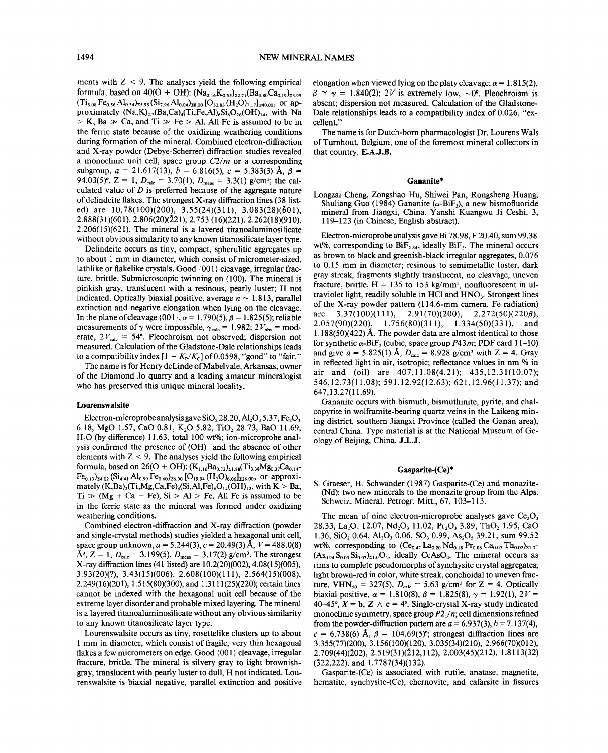ments with Z < 9. The analyses yield the following empirical formula, based on 40(O + OH): $(Na_{2.16}K_{0.55})_{\Sigma 2.71}(Ba_{3.80}Ca_{0.19})_{\Sigma 3.99}$ $(Ti_{5.08}Fe_{0.56}Al_{0.34})_{\Sigma 5.98}(Si_{7.96}Al_{0.04})_{\Sigma 8.00}[O_{32.83}(H_2O)_{7.17}]_{\Sigma 40.00}$, or approximately $(Na,K)_{2.7}(Ba,Ca)_4(Ti,Fe,Al)_6Si_8O_{26}(OH)_{14}$, with Na > K, Ba ≫ Ca, and Ti ≫ Fe > Al. All Fe is assumed to be in the ferric state because of the oxidizing weathering conditions during formation of the mineral. Combined electron-diffraction and X-ray powder (Debye-Scherrer) diffraction studies revealed a monoclinic unit cell, space group $C2/m$ or a corresponding subgroup, $a$ = 21.617(13), $b$ = 6.816(5), $c$ = 5.383(3) Å, $\beta$ = 94.03(5)°, Z = 1, $D_{calc}$ = 3.70(1), $D_{meas}$ = 3.3(1) g/cm³; the calculated value of $D$ is preferred because of the aggregate nature of delindeite flakes. The strongest X-ray diffraction lines (38 listed) are 10.78(100)(200), 3.55(24)(311), 3.083(28)($\bar{6}$01), 2.888(31)(601), 2.806(20)($\bar{2}$21), 2.753 (16)(221), 2.262(18)(910), 2.206(15)(621). The mineral is a layered titanoaluminosilicate without obvious similarity to any known titanosilicate layer type.

Delindeite occurs as tiny, compact, spherulitic aggregates up to about 1 mm in diameter, which consist of micrometer-sized, lathlike or flakelike crystals. Good {001} cleavage, irregular fracture, brittle. Submicroscopic twinning on (100). The mineral is pinkish gray, translucent with a resinous, pearly luster; H not indicated. Optically biaxial positive, average $n$ ~ 1.813, parallel extinction and negative elongation when lying on the cleavage. In the plane of cleavage {001}, $\alpha$ = 1.790(5), $\beta$ = 1.825(5); reliable measurements of $\gamma$ were impossible, $\gamma_{calc}$ = 1.982; $2V_{obs}$ = moderate, $2V_{calc}$ = 54°. Pleochroism not observed; dispersion not measured. Calculation of the Gladstone-Dale relationships leads to a compatibility index $[1 - K_P/K_C]$ of 0.0598, "good" to "fair."

The name is for Henry deLinde of Mabelvale, Arkansas, owner of the Diamond Jo quarry and a leading amateur mineralogist who has preserved this unique mineral locality.

### Lourenswalsite

Electron-microprobe analysis gave $SiO_2$ 28.20, $Al_2O_3$ 5.37, $Fe_2O_3$ 6.18, MgO 1.57, CaO 0.81, $K_2O$ 5.82, $TiO_2$ 28.73, BaO 11.69, $H_2O$ (by difference) 11.63, total 100 wt%; ion-microprobe analysis confirmed the presence of $(OH)^-$ and the absence of other elements with Z < 9. The analyses yield the following empirical formula, based on 26(O + OH): $(K_{1.16}Ba_{0.72})_{\Sigma 1.88}(Ti_{3.38}Mg_{0.37}Ca_{0.14}Fe_{0.13})_{\Sigma 4.02}(Si_{4.41}Al_{0.99}Fe_{0.60})_{\Sigma 6.00}[O_{19.94}(H_2O)_{6.06}]_{\Sigma 26.00}$, or approximately $(K,Ba)_2(Ti,Mg,Ca,Fe)_4(Si,Al,Fe)_6O_{14}(OH)_{12}$, with K > Ba, Ti ≫ (Mg + Ca + Fe), Si > Al > Fe. All Fe is assumed to be in the ferric state as the mineral was formed under oxidizing weathering conditions.

Combined electron-diffraction and X-ray diffraction (powder and single-crystal methods) studies yielded a hexagonal unit cell, space group unknown, $a$ = 5.244(3), $c$ = 20.49(3) Å, $V$ = 488.0(8) Å³, Z = 1, $D_{calc}$ = 3.199(5), $D_{meas}$ = 3.17(2) g/cm³. The strongest X-ray diffraction lines (41 listed) are 10.2(20)(002), 4.08(15)(005), 3.93(20)(?), 3.43(15)(006), 2.608(100)(111), 2.564(15)(008), 2.249(16)(201), 1.515(80)(300), and 1.3111(25)(220); certain lines cannot be indexed with the hexagonal unit cell because of the extreme layer disorder and probable mixed layering. The mineral is a layered titanoaluminosilicate without any obvious similarity to any known titanosilicate layer type.

Lourenswalsite occurs as tiny, rosettelike clusters up to about 1 mm in diameter, which consist of fragile, very thin hexagonal flakes a few micrometers on edge. Good {001} cleavage, irregular fracture, brittle. The mineral is silvery gray to light brownish-gray, translucent with pearly luster to dull, H not indicated. Lourenswalsite is biaxial negative, parallel extinction and positive elongation when viewed lying on the platy cleavage; $\alpha$ = 1.815(2), $\beta \simeq \gamma$ = 1.840(2); $2V$ is extremely low, ~0°. Pleochroism is absent; dispersion not measured. Calculation of the Gladstone-Dale relationships leads to a compatibility index of 0.026, "excellent."

The name is for Dutch-born pharmacologist Dr. Lourens Wals of Turnhout, Belgium, one of the foremost mineral collectors in that country. **E.A.J.B.**

### Gananite*

Longzai Cheng, Zongshao Hu, Shiwei Pan, Rongsheng Huang, Shuliang Guo (1984) Gananite ($\alpha$-$BiF_3$), a new bismofluoride mineral from Jiangxi, China. Yanshi Kuangwu Ji Ceshi, 3, 119–123 (in Chinese, English abstract).

Electron-microprobe analysis gave Bi 78.98, F 20.40, sum 99.38 wt%, corresponding to $BiF_{2.84}$, ideally $BiF_3$. The mineral occurs as brown to black and greenish-black irregular aggregates, 0.076 to 0.15 mm in diameter; resinous to semimetallic luster, dark gray streak, fragments slightly translucent, no cleavage, uneven fracture, brittle, H = 135 to 153 kg/mm², nonfluorescent in ultraviolet light, readily soluble in HCl and $HNO_3$. Strongest lines of the X-ray powder pattern (114.6-mm camera, Fe radiation) are 3.37(100)(111), 2.91(70)(200), 2.272(50)(220$\beta$), 2.057(90)(220), 1.756(80)(311), 1.334(50)(331), and 1.188(50)(422) Å. The powder data are almost identical to those for synthetic $\alpha$-$BiF_3$ (cubic, space group $P43m$; PDF card 11-10) and give $a$ = 5.825(1) Å, $D_{calc}$ = 8.928 g/cm³ with Z = 4. Gray in reflected light in air, isotropic; reflectance values in nm % in air and (oil) are 407,11.08(4.21); 435,12.31(10.07); 546,12.73(11.08); 591,12.92(12.63); 621,12.96(11.37); and 647,13.27(11.69).

Gananite occurs with bismuth, bismuthinite, pyrite, and chalcopyrite in wolframite-bearing quartz veins in the Laikeng mining district, southern Jiangxi Province (called the Ganan area), central China. Type material is at the National Museum of Geology of Beijing, China. **J.L.J.**

### Gasparite-(Ce)*

S. Graeser, H. Schwander (1987) Gasparite-(Ce) and monazite-(Nd): two new minerals to the monazite group from the Alps. Schweiz. Mineral. Petrogr. Mitt., 67, 103–113.

The mean of nine electron-microprobe analyses gave $Ce_2O_3$ 28.33, $La_2O_3$ 12.07, $Nd_2O_3$ 11.02, $Pr_2O_3$ 3.89, $ThO_2$ 1.95, CaO 1.36, $SiO_2$ 0.64, $Al_2O_3$ 0.06, $SO_3$ 0.99, $As_2O_5$ 39.21, sum 99.52 wt%, corresponding to $(Ce_{0.47}La_{0.20}Nd_{0.18}Pr_{0.06}Ca_{0.07}Th_{0.02})_{\Sigma 1.0}$-$(As_{0.94}S_{0.03}Si_{0.03})_{\Sigma 1.0}O_4$, ideally $CeAsO_4$. The mineral occurs as rims to complete pseudomorphs of synchysite crystal aggregates; light brown-red in color, white streak, conchoidal to uneven fracture, $VHN_{50}$ = 327(5), $D_{calc}$ = 5.63 g/cm³ for Z = 4. Optically biaxial positive, $\alpha$ = 1.810(8), $\beta$ = 1.825(8), $\gamma$ = 1.92(1), $2V$ = 40–45°, $X$ = **b**, $Z \wedge$ **c** = 4°. Single-crystal X-ray study indicated monoclinic symmetry, space group $P2_1/n$; cell dimensions refined from the powder-diffraction pattern are $a$ = 6.937(3), $b$ = 7.137(4), $c$ = 6.738(6) Å, $\beta$ = 104.69(5)°; strongest diffraction lines are 3.355(77)(200), 3.156(100)(120), 3.035(34)(210), 2.966(70)(012), 2.709(44)($\bar{2}$02), 2.519(31)($\bar{2}$12,112), 2.003(45)(212), 1.8113(32)($\bar{3}$22,222), and 1.7787(34)(132).

Gasparite-(Ce) is associated with rutile, anatase, magnetite, hematite, synchysite-(Ce), chernovite, and cafarsite in fissures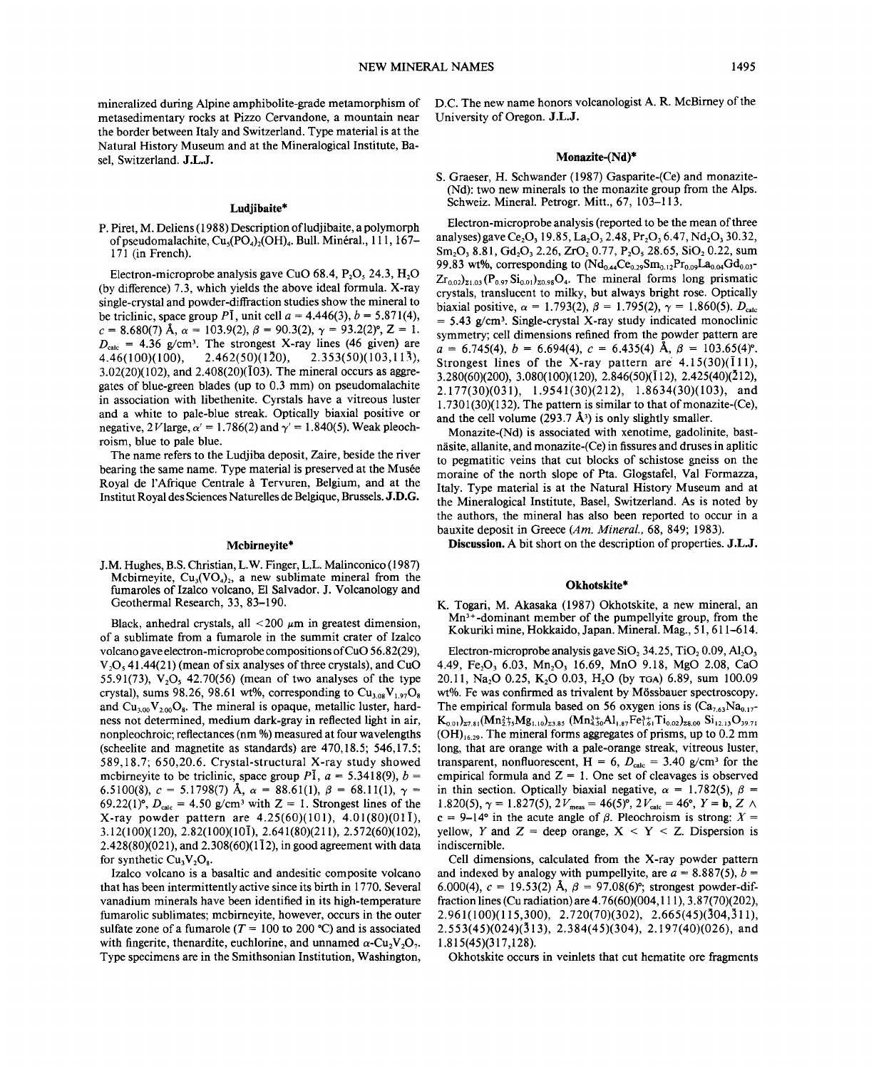mineralized during Alpine amphibolite-grade metamorphism of metasedimentary rocks at Pizzo Cervandone, a mountain near the border between Italy and Switzerland. Type material is at the Natural History Museum and at the Mineralogical Institute, Basel, Switzerland. **J.L.J.**

### Ludjibaite*

P. Piret, M. Deliens (1988) Description of ludjibaite, a polymorph of pseudomalachite, $Cu_5(PO_4)_2(OH)_4$. Bull. Minéral., 111, 167–171 (in French).

Electron-microprobe analysis gave CuO 68.4, $P_2O_5$ 24.3, $H_2O$ (by difference) 7.3, which yields the above ideal formula. X-ray single-crystal and powder-diffraction studies show the mineral to be triclinic, space group $P\bar{1}$, unit cell $a$ = 4.446(3), $b$ = 5.871(4), $c$ = 8.680(7) Å, $\alpha$ = 103.9(2), $\beta$ = 90.3(2), $\gamma$ = 93.2(2)°, Z = 1. $D_{calc}$ = 4.36 g/cm³. The strongest X-ray lines (46 given) are 4.46(100)(100), 2.462(50)(1$\bar{2}$0), 2.353(50)(103,11$\bar{3}$), 3.02(20)(102), and 2.408(20)($\bar{1}$03). The mineral occurs as aggregates of blue-green blades (up to 0.3 mm) on pseudomalachite in association with libethenite. Cyrstals have a vitreous luster and a white to pale-blue streak. Optically biaxial positive or negative, 2$V$large, $\alpha'$ = 1.786(2) and $\gamma'$ = 1.840(5). Weak pleochroism, blue to pale blue.

The name refers to the Ludjiba deposit, Zaire, beside the river bearing the same name. Type material is preserved at the Musée Royal de l'Afrique Centrale à Tervuren, Belgium, and at the Institut Royal des Sciences Naturelles de Belgique, Brussels. **J.D.G.**

### Mcbirneyite*

J.M. Hughes, B.S. Christian, L.W. Finger, L.L. Malinconico (1987) Mcbirneyite, $Cu_3(VO_4)_2$, a new sublimate mineral from the fumaroles of Izalco volcano, El Salvador. J. Volcanology and Geothermal Research, 33, 83–190.

Black, anhedral crystals, all <200 $\mu$m in greatest dimension, of a sublimate from a fumarole in the summit crater of Izalco volcano gave electron-microprobe compositions of CuO 56.82(29), $V_2O_5$ 41.44(21) (mean of six analyses of three crystals), and CuO 55.91(73), $V_2O_5$ 42.70(56) (mean of two analyses of the type crystal), sums 98.26, 98.61 wt%, corresponding to $Cu_{3.08}V_{1.97}O_8$ and $Cu_{3.00}V_{2.00}O_8$. The mineral is opaque, metallic luster, hardness not determined, medium dark-gray in reflected light in air, nonpleochroic; reflectances (nm %) measured at four wavelengths (scheelite and magnetite as standards) are 470,18.5; 546,17.5; 589,18.7; 650,20.6. Crystal-structural X-ray study showed mcbirneyite to be triclinic, space group $P\bar{1}$, $a$ = 5.3418(9), $b$ = 6.5100(8), $c$ = 5.1798(7) Å, $\alpha$ = 88.61(1), $\beta$ = 68.11(1), $\gamma$ = 69.22(1)°, $D_{calc}$ = 4.50 g/cm³ with Z = 1. Strongest lines of the X-ray powder pattern are 4.25(60)(101), 4.01(80)(01$\bar{1}$), 3.12(100)(120), 2.82(100)(10$\bar{1}$), 2.641(80)(211), 2.572(60)(102), 2.428(80)(021), and 2.308(60)(1$\bar{1}$2), in good agreement with data for synthetic $Cu_3V_2O_8$.

Izalco volcano is a basaltic and andesitic composite volcano that has been intermittently active since its birth in 1770. Several vanadium minerals have been identified in its high-temperature fumarolic sublimates; mcbirneyite, however, occurs in the outer sulfate zone of a fumarole ($T$ = 100 to 200 °C) and is associated with fingerite, thenardite, euchlorine, and unnamed $\alpha$-$Cu_2V_2O_7$. Type specimens are in the Smithsonian Institution, Washington, D.C. The new name honors volcanologist A. R. McBirney of the University of Oregon. **J.L.J.**

### Monazite-(Nd)*

S. Graeser, H. Schwander (1987) Gasparite-(Ce) and monazite-(Nd): two new minerals to the monazite group from the Alps. Schweiz. Mineral. Petrogr. Mitt., 67, 103–113.

Electron-microprobe analysis (reported to be the mean of three analyses) gave $Ce_2O_3$ 19.85, $La_2O_3$ 2.48, $Pr_2O_3$ 6.47, $Nd_2O_3$ 30.32, $Sm_2O_3$ 8.81, $Gd_2O_3$ 2.26, $ZrO_2$ 0.77, $P_2O_5$ 28.65, $SiO_2$ 0.22, sum 99.83 wt%, corresponding to $(Nd_{0.44}Ce_{0.29}Sm_{0.12}Pr_{0.09}La_{0.04}Gd_{0.03}Zr_{0.02})_{\Sigma 1.03}(P_{0.97}Si_{0.01})_{\Sigma 0.98}O_4$. The mineral forms long prismatic crystals, translucent to milky, but always bright rose. Optically biaxial positive, $\alpha$ = 1.793(2), $\beta$ = 1.795(2), $\gamma$ = 1.860(5). $D_{calc}$ = 5.43 g/cm³. Single-crystal X-ray study indicated monoclinic symmetry; cell dimensions refined from the powder pattern are $a$ = 6.745(4), $b$ = 6.694(4), $c$ = 6.435(4) Å, $\beta$ = 103.65(4)°. Strongest lines of the X-ray pattern are 4.15(30)($\bar{1}$11), 3.280(60)(200), 3.080(100)(120), 2.846(50)($\bar{1}$12), 2.425(40)($\bar{2}$12), 2.177(30)(031), 1.9541(30)(212), 1.8634(30)(103), and 1.7301(30)(132). The pattern is similar to that of monazite-(Ce), and the cell volume (293.7 Å³) is only slightly smaller.

Monazite-(Nd) is associated with xenotime, gadolinite, bastnäsite, allanite, and monazite-(Ce) in fissures and druses in aplitic to pegmatitic veins that cut blocks of schistose gneiss on the moraine of the north slope of Pta. Glogstafel, Val Formazza, Italy. Type material is at the Natural History Museum and at the Mineralogical Institute, Basel, Switzerland. As is noted by the authors, the mineral has also been reported to occur in a bauxite deposit in Greece (*Am. Mineral.*, 68, 849; 1983).

**Discussion.** A bit short on the description of properties. **J.L.J.**

### Okhotskite*

K. Togari, M. Akasaka (1987) Okhotskite, a new mineral, an $Mn^{3+}$-dominant member of the pumpellyite group, from the Kokuriki mine, Hokkaido, Japan. Mineral. Mag., 51, 611–614.

Electron-microprobe analysis gave $SiO_2$ 34.25, $TiO_2$ 0.09, $Al_2O_3$ 4.49, $Fe_2O_3$ 6.03, $Mn_2O_3$ 16.69, MnO 9.18, MgO 2.08, CaO 20.11, $Na_2O$ 0.25, $K_2O$ 0.03, $H_2O$ (by TGA) 6.89, sum 100.09 wt%. Fe was confirmed as trivalent by Mössbauer spectroscopy. The empirical formula based on 56 oxygen ions is $(Ca_{7.63}Na_{0.17}K_{0.01})_{\Sigma 7.81}(Mn^{2+}_{2.75}Mg_{1.10})_{\Sigma 3.85}$ $(Mn^{3+}_{4.50}Al_{1.87}Fe^{3+}_{1.61}Ti_{0.02})_{\Sigma 8.00}$ $Si_{12.13}O_{39.71}(OH)_{16.29}$. The mineral forms aggregates of prisms, up to 0.2 mm long, that are orange with a pale-orange streak, vitreous luster, transparent, nonfluorescent, H = 6, $D_{calc}$ = 3.40 g/cm³ for the empirical formula and Z = 1. One set of cleavages is observed in thin section. Optically biaxial negative, $\alpha$ = 1.782(5), $\beta$ = 1.820(5), $\gamma$ = 1.827(5), $2V_{meas}$ = 46(5)°, $2V_{calc}$ = 46°, $Y$ = **b**, $Z \wedge$ c = 9–14° in the acute angle of $\beta$. Pleochroism is strong: $X$ = yellow, $Y$ and $Z$ = deep orange, X < Y < Z. Dispersion is indiscernible.

Cell dimensions, calculated from the X-ray powder pattern and indexed by analogy with pumpellyite, are $a$ = 8.887(5), $b$ = 6.000(4), $c$ = 19.53(2) Å, $\beta$ = 97.08(6)°; strongest powder-diffraction lines (Cu radiation) are 4.76(60)(004,111), 3.87(70)(202), 2.961(100)(115,300), 2.720(70)(302), 2.665(45)($\bar{3}$04,$\bar{3}$11), 2.553(45)(024)($\bar{3}$13), 2.384(45)(304), 2.197(40)(026), and 1.815(45)(317,128).

Okhotskite occurs in veinlets that cut hematite ore fragments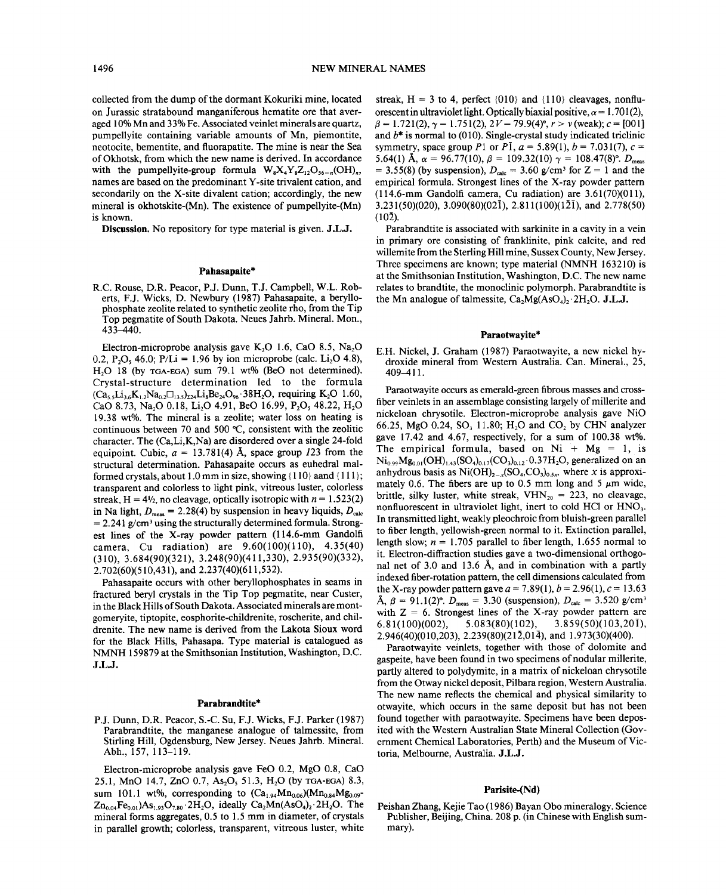collected from the dump of the dormant Kokuriki mine, located on Jurassic stratabound manganiferous hematite ore that averaged 10% Mn and 33% Fe. Associated veinlet minerals are quartz, pumpellyite containing variable amounts of Mn, piemontite, neotocite, bementite, and fluorapatite. The mine is near the Sea of Okhotsk, from which the new name is derived. In accordance with the pumpellyite-group formula $W_8X_4Y_8Z_{12}O_{56-n}(OH)_n$, names are based on the predominant Y-site trivalent cation, and secondarily on the X-site divalent cation; accordingly, the new mineral is okhotskite-(Mn). The existence of pumpellyite-(Mn) is known.

**Discussion.** No repository for type material is given. **J.L.J.**

## Pahasapaite*

R.C. Rouse, D.R. Peacor, P.J. Dunn, T.J. Campbell, W.L. Roberts, F.J. Wicks, D. Newbury (1987) Pahasapaite, a beryllophosphate zeolite related to synthetic zeolite rho, from the Tip Top pegmatite of South Dakota. Neues Jahrb. Mineral. Mon., 433–440.

Electron-microprobe analysis gave $K_2O$ 1.6, CaO 8.5, $Na_2O$ 0.2, $P_2O_5$ 46.0; P/Li = 1.96 by ion microprobe (calc. $Li_2O$ 4.8), $H_2O$ 18 (by TGA-EGA) sum 79.1 wt% (BeO not determined). Crystal-structure determination led to the formula $(Ca_{5.5}Li_{3.6}K_{1.2}Na_{0.2}\square_{13.5})_{\Sigma 24}Li_8Be_{24}O_{96}\cdot 38H_2O$, requiring $K_2O$ 1.60, CaO 8.73, $Na_2O$ 0.18, $Li_2O$ 4.91, BeO 16.99, $P_2O_5$ 48.22, $H_2O$ 19.38 wt%. The mineral is a zeolite; water loss on heating is continuous between 70 and 500 °C, consistent with the zeolitic character. The (Ca,Li,K,Na) are disordered over a single 24-fold equipoint. Cubic, $a$ = 13.781(4) Å, space group $I23$ from the structural determination. Pahasapaite occurs as euhedral malformed crystals, about 1.0 mm in size, showing {110} aand {111}; transparent and colorless to light pink, vitreous luster, colorless streak, H = 4½, no cleavage, optically isotropic with $n$ = 1.523(2) in Na light, $D_{meas}$ = 2.28(4) by suspension in heavy liquids, $D_{calc}$ = 2.241 g/cm³ using the structurally determined formula. Strongest lines of the X-ray powder pattern (114.6-mm Gandolfi camera, Cu radiation) are 9.60(100)(110), 4.35(40)(310), 3.684(90)(321), 3.248(90)(411,330), 2.935(90)(332), 2.702(60)(510,431), and 2.237(40)(611,532).

Pahasapaite occurs with other beryllophosphates in seams in fractured beryl crystals in the Tip Top pegmatite, near Custer, in the Black Hills of South Dakota. Associated minerals are montgomeryite, tiptopite, eosphorite-childrenite, roscherite, and childrenite. The new name is derived from the Lakota Sioux word for the Black Hills, Pahasapa. Type material is catalogued as NMNH 159879 at the Smithsonian Institution, Washington, D.C. **J.L.J.**

## Parabrandtite*

P.J. Dunn, D.R. Peacor, S.-C. Su, F.J. Wicks, F.J. Parker (1987) Parabrandtite, the manganese analogue of talmessite, from Stirling Hill, Ogdensburg, New Jersey. Neues Jahrb. Mineral. Abh., 157, 113–119.

Electron-microprobe analysis gave FeO 0.2, MgO 0.8, CaO 25.1, MnO 14.7, ZnO 0.7, $As_2O_5$ 51.3, $H_2O$ (by TGA-EGA) 8.3, sum 101.1 wt%, corresponding to $(Ca_{1.94}Mn_{0.06})(Mn_{0.84}Mg_{0.09}Zn_{0.04}Fe_{0.01})As_{1.93}O_{7.80}\cdot 2H_2O$, ideally $Ca_2Mn(AsO_4)_2\cdot 2H_2O$. The mineral forms aggregates, 0.5 to 1.5 mm in diameter, of crystals in parallel growth; colorless, transparent, vitreous luster, white streak, H = 3 to 4, perfect {010} and {110} cleavages, nonfluorescent in ultraviolet light. Optically biaxial positive, $\alpha$ = 1.701(2), $\beta$ = 1.721(2), $\gamma$ = 1.751(2), $2V$ = 79.9(4)°, $r > v$ (weak); $c$ = [001] and $b^*$ is normal to (010). Single-crystal study indicated triclinic symmetry, space group $P1$ or $P\bar{1}$, $a$ = 5.89(1), $b$ = 7.031(7), $c$ = 5.64(1) Å, $\alpha$ = 96.77(10), $\beta$ = 109.32(10) $\gamma$ = 108.47(8)°. $D_{meas}$ = 3.55(8) (by suspension), $D_{calc}$ = 3.60 g/cm³ for Z = 1 and the empirical formula. Strongest lines of the X-ray powder pattern (114.6-mm Gandolfi camera, Cu radiation) are 3.61(70)(011), 3.231(50)(020), 3.090(80)(02$\bar{1}$), 2.811(100)(1$\bar{2}$$\bar{1}$), and 2.778(50)(10$\bar{2}$).

Parabrandtite is associated with sarkinite in a cavity in a vein in primary ore consisting of franklinite, pink calcite, and red willemite from the Sterling Hill mine, Sussex County, New Jersey. Three specimens are known; type material (NMNH 163210) is at the Smithsonian Institution, Washington, D.C. The new name relates to brandtite, the monoclinic polymorph. Parabrandtite is the Mn analogue of talmessite, $Ca_2Mg(AsO_4)_2\cdot 2H_2O$. **J.L.J.**

## Paraotwayite*

E.H. Nickel, J. Graham (1987) Paraotwayite, a new nickel hydroxide mineral from Western Australia. Can. Mineral., 25, 409–411.

Paraotwayite occurs as emerald-green fibrous masses and cross-fiber veinlets in an assemblage consisting largely of millerite and nickeloan chrysotile. Electron-microprobe analysis gave NiO 66.25, MgO 0.24, $SO_3$ 11.80; $H_2O$ and $CO_2$ by CHN analyzer gave 17.42 and 4.67, respectively, for a sum of 100.38 wt%. The empirical formula, based on Ni + Mg = 1, is $Ni_{0.99}Mg_{0.01}(OH)_{1.43}(SO_4)_{0.17}(CO_3)_{0.12}\cdot 0.37H_2O$, generalized on an anhydrous basis as $Ni(OH)_{2-x}(SO_4,CO_3)_{0.5x}$, where $x$ is approximately 0.6. The fibers are up to 0.5 mm long and 5 μm wide, brittle, silky luster, white streak, $VHN_{20}$ = 223, no cleavage, nonfluorescent in ultraviolet light, inert to cold HCl or $HNO_3$. In transmitted light, weakly pleochroic from bluish-green parallel to fiber length, yellowish-green normal to it. Extinction parallel, length slow; $n$ = 1.705 parallel to fiber length, 1.655 normal to it. Electron-diffraction studies gave a two-dimensional orthogonal net of 3.0 and 13.6 Å, and in combination with a partly indexed fiber-rotation pattern, the cell dimensions calculated from the X-ray powder pattern gave $a$ = 7.89(1), $b$ = 2.96(1), $c$ = 13.63 Å, $\beta$ = 91.1(2)°. $D_{meas}$ = 3.30 (suspension), $D_{calc}$ = 3.520 g/cm³ with Z = 6. Strongest lines of the X-ray powder pattern are 6.81(100)(002), 5.083(80)(102), 3.859(50)(103,20$\bar{1}$), 2.946(40)(010,203), 2.239(80)(21$\bar{2}$,01$\bar{4}$), and 1.973(30)(400).

Paraotwayite veinlets, together with those of dolomite and gaspeite, have been found in two specimens of nodular millerite, partly altered to polydymite, in a matrix of nickeloan chrysotile from the Otway nickel deposit, Pilbara region, Western Australia. The new name reflects the chemical and physical similarity to otwayite, which occurs in the same deposit but has not been found together with paraotwayite. Specimens have been deposited with the Western Australian State Mineral Collection (Government Chemical Laboratories, Perth) and the Museum of Victoria, Melbourne, Australia. **J.L.J.**

## Parisite-(Nd)

Peishan Zhang, Kejie Tao (1986) Bayan Obo mineralogy. Science Publisher, Beijing, China. 208 p. (in Chinese with English summary).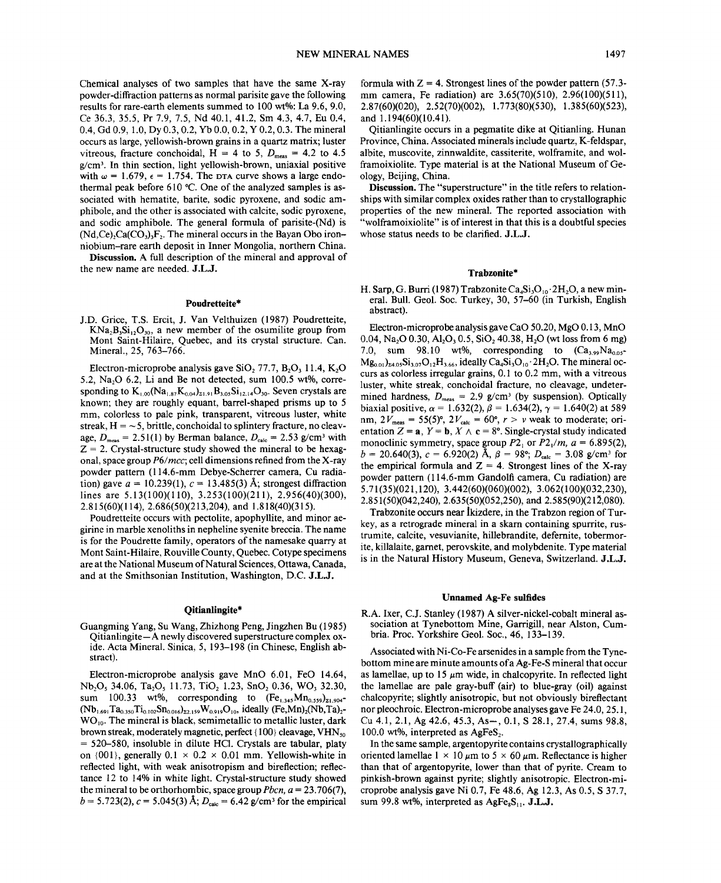Chemical analyses of two samples that have the same X-ray powder-diffraction patterns as normal parisite gave the following results for rare-earth elements summed to 100 wt%: La 9.6, 9.0, Ce 36.3, 35.5, Pr 7.9, 7.5, Nd 40.1, 41.2, Sm 4.3, 4.7, Eu 0.4, 0.4, Gd 0.9, 1.0, Dy 0.3, 0.2, Yb 0.0, 0.2, Y 0.2, 0.3. The mineral occurs as large, yellowish-brown grains in a quartz matrix; luster vitreous, fracture conchoidal, H = 4 to 5, $D_{meas}$ = 4.2 to 4.5 g/cm³. In thin section, light yellowish-brown, uniaxial positive with $\omega$ = 1.679, $\epsilon$ = 1.754. The DTA curve shows a large endothermal peak before 610 °C. One of the analyzed samples is associated with hematite, barite, sodic pyroxene, and sodic amphibole, and the other is associated with calcite, sodic pyroxene, and sodic amphibole. The general formula of parisite-(Nd) is $(Nd,Ce)_2Ca(CO_3)_3F_2$. The mineral occurs in the Bayan Obo iron-niobium–rare earth deposit in Inner Mongolia, northern China.

**Discussion.** A full description of the mineral and approval of the new name are needed. **J.L.J.**

### Poudretteite*

J.D. Grice, T.S. Ercit, J. Van Velthuizen (1987) Poudretteite, $KNa_2B_3Si_{12}O_{30}$, a new member of the osumilite group from Mont Saint-Hilaire, Quebec, and its crystal structure. Can. Mineral., 25, 763–766.

Electron-microprobe analysis gave $SiO_2$ 77.7, $B_2O_3$ 11.4, $K_2O$ 5.2, $Na_2O$ 6.2, Li and Be not detected, sum 100.5 wt%, corresponding to $K_{1.00}(Na_{1.87}K_{0.04})_{\Sigma 1.91}B_{3.05}Si_{12.14}O_{30}$. Seven crystals are known; they are roughly equant, barrel-shaped prisms up to 5 mm, colorless to pale pink, transparent, vitreous luster, white streak, H = ~5, brittle, conchoidal to splintery fracture, no cleavage, $D_{meas}$ = 2.51(1) by Berman balance, $D_{calc}$ = 2.53 g/cm³ with Z = 2. Crystal-structure study showed the mineral to be hexagonal, space group $P6/mcc$; cell dimensions refined from the X-ray powder pattern (114.6-mm Debye-Scherrer camera, Cu radiation) gave $a$ = 10.239(1), $c$ = 13.485(3) Å; strongest diffraction lines are 5.13(100)(110), 3.253(100)(211), 2.956(40)(300), 2.815(60)(114), 2.686(50)(213,204), and 1.818(40)(315).

Poudretteite occurs with pectolite, apophyllite, and minor aegirine in marble xenoliths in nepheline syenite breccia. The name is for the Poudrette family, operators of the namesake quarry at Mont Saint-Hilaire, Rouville County, Quebec. Cotype specimens are at the National Museum of Natural Sciences, Ottawa, Canada, and at the Smithsonian Institution, Washington, D.C. **J.L.J.**

### Qitianlingite*

Guangming Yang, Su Wang, Zhizhong Peng, Jingzhen Bu (1985) Qitianlingite—A newly discovered superstructure complex oxide. Acta Mineral. Sinica, 5, 193–198 (in Chinese, English abstract).

Electron-microprobe analysis gave MnO 6.01, FeO 14.64, $Nb_2O_5$ 34.06, $Ta_2O_5$ 11.73, $TiO_2$ 1.23, $SnO_2$ 0.36, $WO_3$ 32.30, sum 100.33 wt%, corresponding to $(Fe_{1.345}Mn_{0.559})_{\Sigma 1.904}(Nb_{1.691}Ta_{0.350}Ti_{0.102}Sn_{0.016})_{\Sigma 2.159}W_{0.919}O_{10}$, ideally $(Fe,Mn)_2(Nb,Ta)_2WO_{10}$. The mineral is black, semimetallic to metallic luster, dark brown streak, moderately magnetic, perfect {100} cleavage, $VHN_{50}$ = 520–580, insoluble in dilute HCl. Crystals are tabular, platy on {001}, generally 0.1 × 0.2 × 0.01 mm. Yellowish-white in reflected light, with weak anisotropism and bireflection; reflectance 12 to 14% in white light. Crystal-structure study showed the mineral to be orthorhombic, space group $Pbcn$, $a$ = 23.706(7), $b$ = 5.723(2), $c$ = 5.045(3) Å; $D_{calc}$ = 6.42 g/cm³ for the empirical formula with Z = 4. Strongest lines of the powder pattern (57.3-mm camera, Fe radiation) are 3.65(70)(510), 2.96(100)(511), 2.87(60)(020), 2.52(70)(002), 1.773(80)(530), 1.385(60)(523), and 1.194(60)(10.41).

Qitianlingite occurs in a pegmatite dike at Qitianling. Hunan Province, China. Associated minerals include quartz, K-feldspar, albite, muscovite, zinnwaldite, cassiterite, wolframite, and wolframoixiolite. Type material is at the National Museum of Geology, Beijing, China.

**Discussion.** The "superstructure" in the title refers to relationships with similar complex oxides rather than to crystallographic properties of the new mineral. The reported association with "wolframoixiolite" is of interest in that this is a doubtful species whose status needs to be clarified. **J.L.J.**

### Trabzonite*

H. Sarp, G. Burri (1987) Trabzonite $Ca_4Si_3O_{10}\cdot 2H_2O$, a new mineral. Bull. Geol. Soc. Turkey, 30, 57–60 (in Turkish, English abstract).

Electron-microprobe analysis gave CaO 50.20, MgO 0.13, MnO 0.04, $Na_2O$ 0.30, $Al_2O_3$ 0.5, $SiO_2$ 40.38, $H_2O$ (wt loss from 6 mg) 7.0, sum 98.10 wt%, corresponding to $(Ca_{3.99}Na_{0.05}Mg_{0.01})_{\Sigma 4.05}Si_{3.07}O_{12}H_{3.66}$, ideally $Ca_4Si_3O_{10}\cdot 2H_2O$. The mineral occurs as colorless irregular grains, 0.1 to 0.2 mm, with a vitreous luster, white streak, conchoidal fracture, no cleavage, undetermined hardness, $D_{meas}$ = 2.9 g/cm³ (by suspension). Optically biaxial positive, $\alpha$ = 1.632(2), $\beta$ = 1.634(2), $\gamma$ = 1.640(2) at 589 nm, $2V_{meas}$ = 55(5)°, $2V_{calc}$ = 60°, $r > v$ weak to moderate; orientation $Z$ = **a**, $Y$ = **b**, $X \wedge$ **c** = 8°. Single-crystal study indicated monoclinic symmetry, space group $P2_1$ or $P2_1/m$, $a$ = 6.895(2), $b$ = 20.640(3), $c$ = 6.920(2) Å, $\beta$ = 98°; $D_{calc}$ = 3.08 g/cm³ for the empirical formula and Z = 4. Strongest lines of the X-ray powder pattern (114.6-mm Gandolfi camera, Cu radiation) are 5.71(35)(021,120), 3.442(60)(060)(002), 3.062(100)(032,230), 2.851(50)(042,240), 2.635(50)(052,250), and 2.585(90)($21\bar{2}$,080).

Trabzonite occurs near İkizdere, in the Trabzon region of Turkey, as a retrograde mineral in a skarn containing spurrite, rustumite, calcite, vesuvianite, hillebrandite, defernite, tobermorite, killalaite, garnet, perovskite, and molybdenite. Type material is in the Natural History Museum, Geneva, Switzerland. **J.L.J.**

### Unnamed Ag-Fe sulfides

R.A. Ixer, C.J. Stanley (1987) A silver-nickel-cobalt mineral association at Tynebottom Mine, Garrigill, near Alston, Cumbria. Proc. Yorkshire Geol. Soc., 46, 133–139.

Associated with Ni-Co-Fe arsenides in a sample from the Tynebottom mine are minute amounts of a Ag-Fe-S mineral that occur as lamellae, up to 15 μm wide, in chalcopyrite. In reflected light the lamellae are pale gray-buff (air) to blue-gray (oil) against chalcopyrite; slightly anisotropic, but not obviously bireflectant nor pleochroic. Electron-microprobe analyses gave Fe 24.0, 25.1, Cu 4.1, 2.1, Ag 42.6, 45.3, As–, 0.1, S 28.1, 27.4, sums 98.8, 100.0 wt%, interpreted as $AgFeS_2$.

In the same sample, argentopyrite contains crystallographically oriented lamellae 1 × 10 μm to 5 × 60 μm. Reflectance is higher than that of argentopyrite, lower than that of pyrite. Cream to pinkish-brown against pyrite; slightly anisotropic. Electron-microprobe analysis gave Ni 0.7, Fe 48.6, Ag 12.3, As 0.5, S 37.7, sum 99.8 wt%, interpreted as $AgFe_8S_{11}$. **J.L.J.**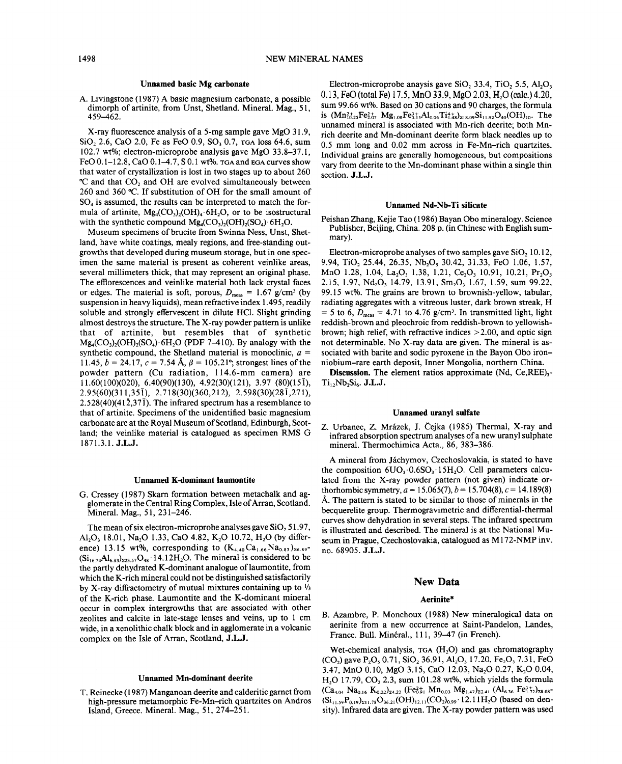### Unnamed basic Mg carbonate

A. Livingstone (1987) A basic magnesium carbonate, a possible dimorph of artinite, from Unst, Shetland. Mineral. Mag., 51, 459–462.

X-ray fluorescence analysis of a 5-mg sample gave MgO 31.9, $SiO_2$ 2.6, CaO 2.0, Fe as FeO 0.9, $SO_3$ 0.7, TGA loss 64.6, sum 102.7 wt%; electron-microprobe analysis gave MgO 33.8–37.1, FeO 0.1–12.8, CaO 0.1–4.7, S 0.1 wt%. TGA and EGA curves show that water of crystallization is lost in two stages up to about 260 °C and that $CO_2$ and OH are evolved simultaneously between 260 and 360 °C. If substitution of OH for the small amount of $SO_4$ is assumed, the results can be interpreted to match the formula of artinite, $Mg_4(CO_3)_2(OH)_4 \cdot 6H_2O$, or to be isostructural with the synthetic compound $Mg_4(CO_3)_2(OH)_2(SO_4) \cdot 6H_2O$.

Museum specimens of brucite from Swinna Ness, Unst, Shetland, have white coatings, mealy regions, and free-standing outgrowths that developed during museum storage, but in one specimen the same material is present as coherent veinlike areas, several millimeters thick, that may represent an original phase. The efflorescences and veinlike material both lack crystal faces or edges. The material is soft, porous, $D_{meas}$ = 1.67 g/cm³ (by suspension in heavy liquids), mean refractive index 1.495, readily soluble and strongly effervescent in dilute HCl. Slight grinding almost destroys the structure. The X-ray powder pattern is unlike that of artinite, but resembles that of synthetic $Mg_4(CO_3)_2(OH)_2(SO_4) \cdot 6H_2O$ (PDF 7–410). By analogy with the synthetic compound, the Shetland material is monoclinic, $a$ = 11.45, $b$ = 24.17, $c$ = 7.54 Å, $\beta$ = 105.21°; strongest lines of the powder pattern (Cu radiation, 114.6-mm camera) are 11.60(100)(020), 6.40(90)(130), 4.92(30)(121), 3.97 (80)($15\bar{1}$), 2.95(60)($311,35\bar{1}$), 2.718(30)(360,212), 2.598(30)($28\bar{1}$,271), 2.528(40)($41\bar{2},37\bar{1}$). The infrared spectrum has a resemblance to that of artinite. Specimens of the unidentified basic magnesium carbonate are at the Royal Museum of Scotland, Edinburgh, Scotland; the veinlike material is catalogued as specimen RMS G 1871.3.1. **J.L.J.**

### Unnamed K-dominant laumontite

G. Cressey (1987) Skarn formation between metachalk and agglomerate in the Central Ring Complex, Isle of Arran, Scotland. Mineral. Mag., 51, 231–246.

The mean of six electron-microprobe analyses gave $SiO_2$ 51.97, $Al_2O_3$ 18.01, $Na_2O$ 1.33, CaO 4.82, $K_2O$ 10.72, $H_2O$ (by difference) 13.15 wt%, corresponding to $(K_{4.40}Ca_{1.66}Na_{0.83})_{\Sigma 6.89}$-$(Si_{16.74}Al_{6.83})_{\Sigma 23.57}O_{48} \cdot 14.12H_2O$. The mineral is considered to be the partly dehydrated K-dominant analogue of laumontite, from which the K-rich mineral could not be distinguished satisfactorily by X-ray diffractometry of mutual mixtures containing up to ⅓ of the K-rich phase. Laumontite and the K-dominant mineral occur in complex intergrowths that are associated with other zeolites and calcite in late-stage lenses and veins, up to 1 cm wide, in a xenolithic chalk block and in agglomerate in a volcanic complex on the Isle of Arran, Scotland, **J.L.J.**

### Unnamed Mn-dominant deerite

T. Reinecke (1987) Manganoan deerite and calderitic garnet from high-pressure metamorphic Fe-Mn-rich quartzites on Andros Island, Greece. Mineral. Mag., 51, 274–251.

Electron-microprobe anaysis gave $SiO_2$ 33.4, $TiO_2$ 5.5, $Al_2O_3$ 0.13, FeO (total Fe) 17.5, MnO 33.9, MgO 2.03, $H_2O$ (calc.) 4.20, sum 99.66 wt%. Based on 30 cations and 90 charges, the formula is $(Mn^{2+}_{10.25}Fe^{2+}_{2.07}\ Mg_{1.08}Fe^{3+}_{3.15}Al_{0.06}Ti^{4+}_{1.48})_{\Sigma 18.09}Si_{11.92}O_{40}(OH)_{10}$. The unnamed mineral is associated with Mn-rich deerite; both Mn-rich deerite and Mn-dominant deerite form black needles up to 0.5 mm long and 0.02 mm across in Fe-Mn-rich quartzites. Individual grains are generally homogeneous, but compositions vary from deerite to the Mn-dominant phase within a single thin section. **J.L.J.**

### Unnamed Nd-Nb-Ti silicate

Peishan Zhang, Kejie Tao (1986) Bayan Obo mineralogy. Science Publisher, Beijing, China. 208 p. (in Chinese with English summary).

Electron-microprobe analyses of two samples gave $SiO_2$ 10.12, 9.94, $TiO_2$ 25.44, 26.35, $Nb_2O_5$ 30.42, 31.33, FeO 1.06, 1.57, MnO 1.28, 1.04, $La_2O_3$ 1.38, 1.21, $Ce_2O_3$ 10.91, 10.21, $Pr_2O_3$ 2.15, 1.97, $Nd_2O_3$ 14.79, 13.91, $Sm_2O_3$ 1.67, 1.59, sum 99.22, 99.15 wt%. The grains are brown to brownish-yellow, tabular, radiating aggregates with a vitreous luster, dark brown streak, H = 5 to 6, $D_{meas}$ = 4.71 to 4.76 g/cm³. In transmitted light, light reddish-brown and pleochroic from reddish-brown to yellowish-brown; high relief, with refractive indices >2.00, and optic sign not determinable. No X-ray data are given. The mineral is associated with barite and sodic pyroxene in the Bayon Obo iron–niobium–rare earth deposit, Inner Mongolia, northern China.

**Discussion.** The element ratios approximate (Nd, Ce,REE)$_3$-$Ti_{12}Nb_2Si_6$. **J.L.J.**

### Unnamed uranyl sulfate

Z. Urbanec, Z. Mrázek, J. Čejka (1985) Thermal, X-ray and infrared absorption spectrum analyses of a new uranyl sulphate mineral. Thermochimica Acta., 86, 383–386.

A mineral from Jáchymov, Czechoslovakia, is stated to have the composition $6UO_3 \cdot 0.6SO_3 \cdot 15H_2O$. Cell parameters calculated from the X-ray powder pattern (not given) indicate orthorhombic symmetry, $a$ = 15.065(7), $b$ = 15.704(8), $c$ = 14.189(8) Å. The pattern is stated to be similar to those of minerals in the becquerelite group. Thermogravimetric and differential-thermal curves show dehydration in several steps. The infrared spectrum is illustrated and described. The mineral is at the National Museum in Prague, Czechoslovakia, catalogued as M172-NMP inv. no. 68905. **J.L.J.**

## New Data

### Aerinite*

B. Azambre, P. Monchoux (1988) New mineralogical data on aerinite from a new occurrence at Saint-Pandelon, Landes, France. Bull. Minéral., 111, 39–47 (in French).

Wet-chemical analysis, TGA ($H_2O$) and gas chromatography ($CO_2$) gave $P_2O_5$ 0.71, $SiO_2$ 36.91, $Al_2O_3$ 17.20, $Fe_2O_3$ 7.31, FeO 3.47, MnO 0.10, MgO 3.15, CaO 12.03, $Na_2O$ 0.27, $K_2O$ 0.04, $H_2O$ 17.79, $CO_2$ 2.3, sum 101.28 wt%, which yields the formula $(Ca_{4.04}\ Na_{0.16}\ K_{0.02})_{\Sigma 4.22}\ (Fe^{2+}_{0.91}\ Mn_{0.03}\ Mg_{1.47})_{\Sigma 2.41}\ (Al_{6.36}\ Fe^{3+}_{1.72})_{\Sigma 8.08}$-$(Si_{11.59}P_{0.19})_{\Sigma 11.78}O_{36.21}(OH)_{12.11}(CO_2)_{0.99} \cdot 12.11H_2O$ (based on density). Infrared data are given. The X-ray powder pattern was used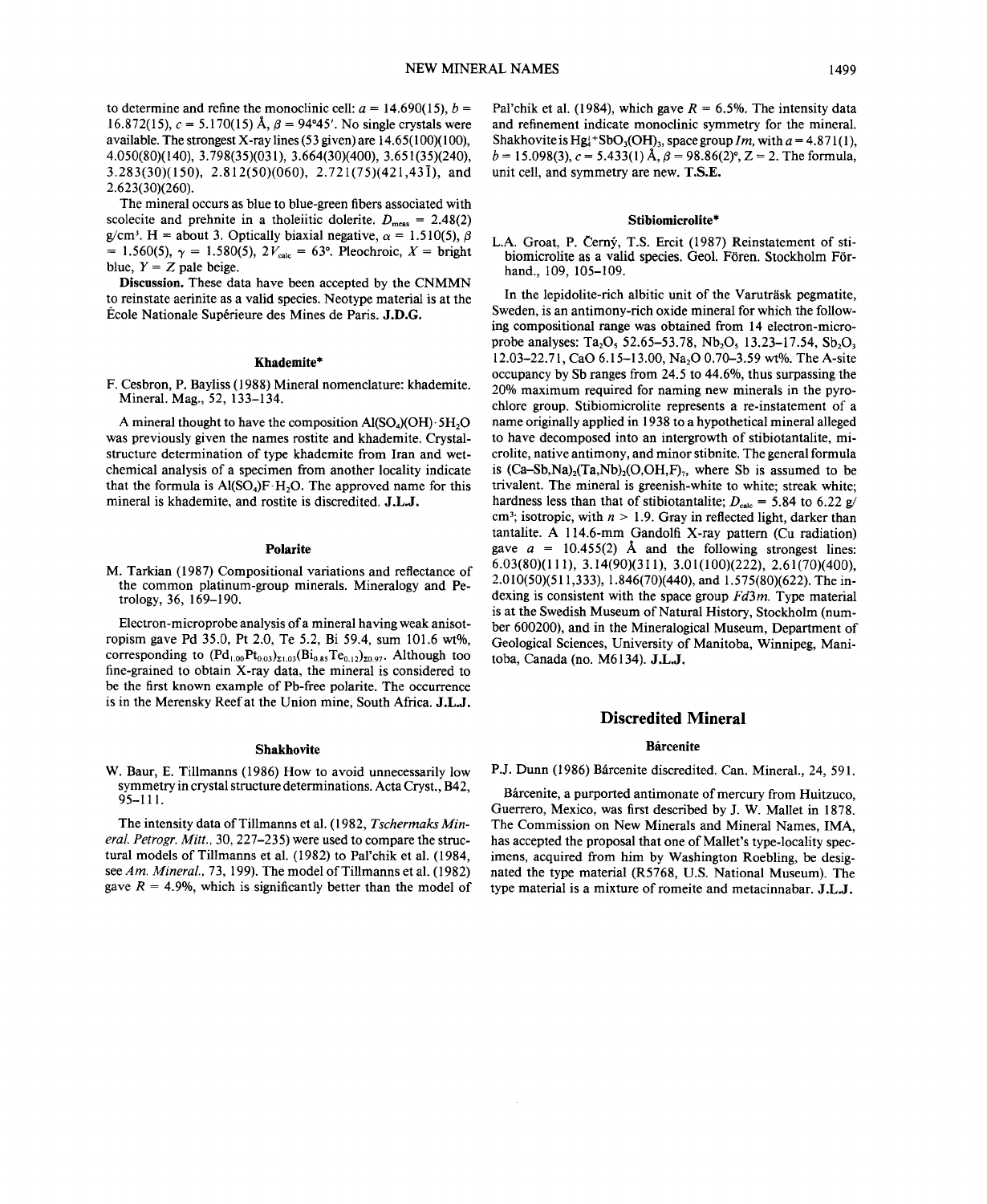to determine and refine the monoclinic cell: $a = 14.690(15)$, $b = 16.872(15)$, $c = 5.170(15)$ Å, $\beta = 94°45'$. No single crystals were available. The strongest X-ray lines (53 given) are 14.65(100)(100), 4.050(80)(140), 3.798(35)(031), 3.664(30)(400), 3.651(35)(240), 3.283(30)(150), 2.812(50)(060), 2.721(75)(421,43$\bar{1}$), and 2.623(30)(260).

The mineral occurs as blue to blue-green fibers associated with scolecite and prehnite in a tholeiitic dolerite. $D_{meas} = 2.48(2)$ g/cm$^3$. H = about 3. Optically biaxial negative, $\alpha = 1.510(5)$, $\beta = 1.560(5)$, $\gamma = 1.580(5)$, $2V_{calc} = 63°$. Pleochroic, $X$ = bright blue, $Y = Z$ pale beige.

**Discussion.** These data have been accepted by the CNMMN to reinstate aerinite as a valid species. Neotype material is at the École Nationale Supérieure des Mines de Paris. **J.D.G.**

### Khademite*

F. Cesbron, P. Bayliss (1988) Mineral nomenclature: khademite. Mineral. Mag., 52, 133–134.

A mineral thought to have the composition $Al(SO_4)(OH) \cdot 5H_2O$ was previously given the names rostite and khademite. Crystal-structure determination of type khademite from Iran and wet-chemical analysis of a specimen from another locality indicate that the formula is $Al(SO_4)F \cdot H_2O$. The approved name for this mineral is khademite, and rostite is discredited. **J.L.J.**

### Polarite

M. Tarkian (1987) Compositional variations and reflectance of the common platinum-group minerals. Mineralogy and Petrology, 36, 169–190.

Electron-microprobe analysis of a mineral having weak anisotropism gave Pd 35.0, Pt 2.0, Te 5.2, Bi 59.4, sum 101.6 wt%, corresponding to $(Pd_{1.00}Pt_{0.03})_{\Sigma 1.03}(Bi_{0.85}Te_{0.12})_{\Sigma 0.97}$. Although too fine-grained to obtain X-ray data, the mineral is considered to be the first known example of Pb-free polarite. The occurrence is in the Merensky Reef at the Union mine, South Africa. **J.L.J.**

### Shakhovite

W. Baur, E. Tillmanns (1986) How to avoid unnecessarily low symmetry in crystal structure determinations. Acta Cryst., B42, 95–111.

The intensity data of Tillmanns et al. (1982, *Tschermaks Mineral. Petrogr. Mitt.*, 30, 227–235) were used to compare the structural models of Tillmanns et al. (1982) to Pal'chik et al. (1984, see *Am. Mineral.*, 73, 199). The model of Tillmanns et al. (1982) gave $R = 4.9\%$, which is significantly better than the model of Pal'chik et al. (1984), which gave $R = 6.5\%$. The intensity data and refinement indicate monoclinic symmetry for the mineral. Shakhovite is $Hg_4^{1+}SbO_3(OH)_3$, space group $Im$, with $a = 4.871(1)$, $b = 15.098(3)$, $c = 5.433(1)$ Å, $\beta = 98.86(2)°$, Z = 2. The formula, unit cell, and symmetry are new. **T.S.E.**

### Stibiomicrolite*

L.A. Groat, P. Černý, T.S. Ercit (1987) Reinstatement of stibiomicrolite as a valid species. Geol. Fören. Stockholm Förhand., 109, 105–109.

In the lepidolite-rich albitic unit of the Varuträsk pegmatite, Sweden, is an antimony-rich oxide mineral for which the following compositional range was obtained from 14 electron-microprobe analyses: $Ta_2O_5$ 52.65–53.78, $Nb_2O_5$ 13.23–17.54, $Sb_2O_3$ 12.03–22.71, CaO 6.15–13.00, $Na_2O$ 0.70–3.59 wt%. The A-site occupancy by Sb ranges from 24.5 to 44.6%, thus surpassing the 20% maximum required for naming new minerals in the pyrochlore group. Stibiomicrolite represents a re-instatement of a name originally applied in 1938 to a hypothetical mineral alleged to have decomposed into an intergrowth of stibiotantalite, microlite, native antimony, and minor stibnite. The general formula is $(Ca\text{–}Sb,Na)_2(Ta,Nb)_2(O,OH,F)_7$, where Sb is assumed to be trivalent. The mineral is greenish-white to white; streak white; hardness less than that of stibiotantalite; $D_{calc} = 5.84$ to 6.22 g/cm$^3$; isotropic, with $n > 1.9$. Gray in reflected light, darker than tantalite. A 114.6-mm Gandolfi X-ray pattern (Cu radiation) gave $a = 10.455(2)$ Å and the following strongest lines: 6.03(80)(111), 3.14(90)(311), 3.01(100)(222), 2.61(70)(400), 2.010(50)(511,333), 1.846(70)(440), and 1.575(80)(622). The indexing is consistent with the space group $Fd3m$. Type material is at the Swedish Museum of Natural History, Stockholm (number 600200), and in the Mineralogical Museum, Department of Geological Sciences, University of Manitoba, Winnipeg, Manitoba, Canada (no. M6134). **J.L.J.**

## Discredited Mineral

### Bárcenite

P.J. Dunn (1986) Bárcenite discredited. Can. Mineral., 24, 591.

Bárcenite, a purported antimonate of mercury from Huitzuco, Guerrero, Mexico, was first described by J. W. Mallet in 1878. The Commission on New Minerals and Mineral Names, IMA, has accepted the proposal that one of Mallet's type-locality specimens, acquired from him by Washington Roebling, be designated the type material (R5768, U.S. National Museum). The type material is a mixture of romeite and metacinnabar. **J.L.J.**